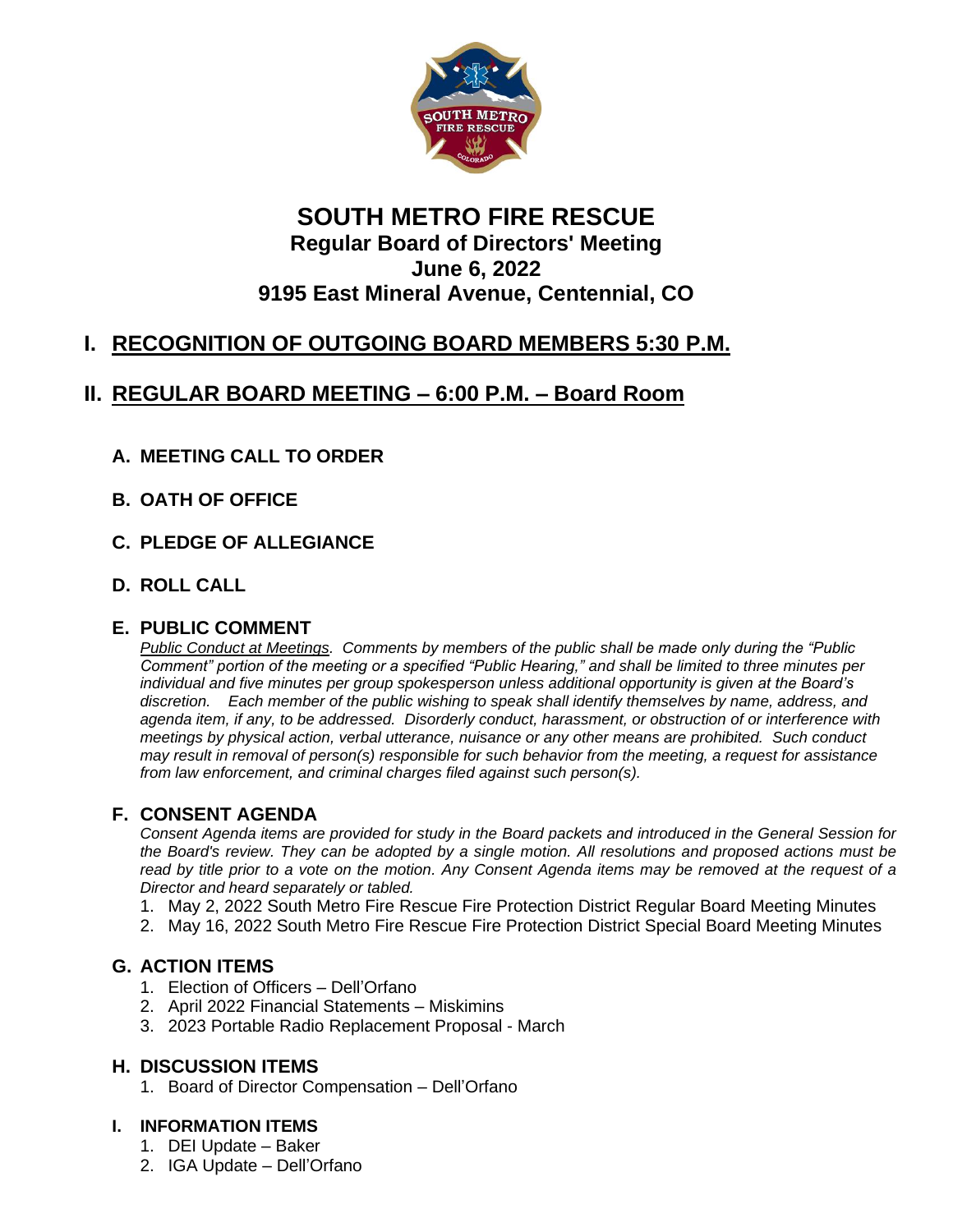# SOUTH METRO FIRE RESCUE

## Regular Board of Directors' Meeting
## June 6, 2022
## 9195 East Mineral Avenue, Centennial, CO

## I. RECOGNITION OF OUTGOING BOARD MEMBERS 5:30 P.M.

## II. REGULAR BOARD MEETING – 6:00 P.M. – Board Room

### A. MEETING CALL TO ORDER

### B. OATH OF OFFICE

### C. PLEDGE OF ALLEGIANCE

### D. ROLL CALL

### E. PUBLIC COMMENT

*Public Conduct at Meetings. Comments by members of the public shall be made only during the "Public Comment" portion of the meeting or a specified "Public Hearing," and shall be limited to three minutes per individual and five minutes per group spokesperson unless additional opportunity is given at the Board's discretion. Each member of the public wishing to speak shall identify themselves by name, address, and agenda item, if any, to be addressed. Disorderly conduct, harassment, or obstruction of or interference with meetings by physical action, verbal utterance, nuisance or any other means are prohibited. Such conduct may result in removal of person(s) responsible for such behavior from the meeting, a request for assistance from law enforcement, and criminal charges filed against such person(s).*

### F. CONSENT AGENDA

*Consent Agenda items are provided for study in the Board packets and introduced in the General Session for the Board's review. They can be adopted by a single motion. All resolutions and proposed actions must be read by title prior to a vote on the motion. Any Consent Agenda items may be removed at the request of a Director and heard separately or tabled.*

1. May 2, 2022 South Metro Fire Rescue Fire Protection District Regular Board Meeting Minutes
2. May 16, 2022 South Metro Fire Rescue Fire Protection District Special Board Meeting Minutes

### G. ACTION ITEMS

1. Election of Officers – Dell'Orfano
2. April 2022 Financial Statements – Miskimins
3. 2023 Portable Radio Replacement Proposal - March

### H. DISCUSSION ITEMS

1. Board of Director Compensation – Dell'Orfano

### I. INFORMATION ITEMS

1. DEI Update – Baker
2. IGA Update – Dell'Orfano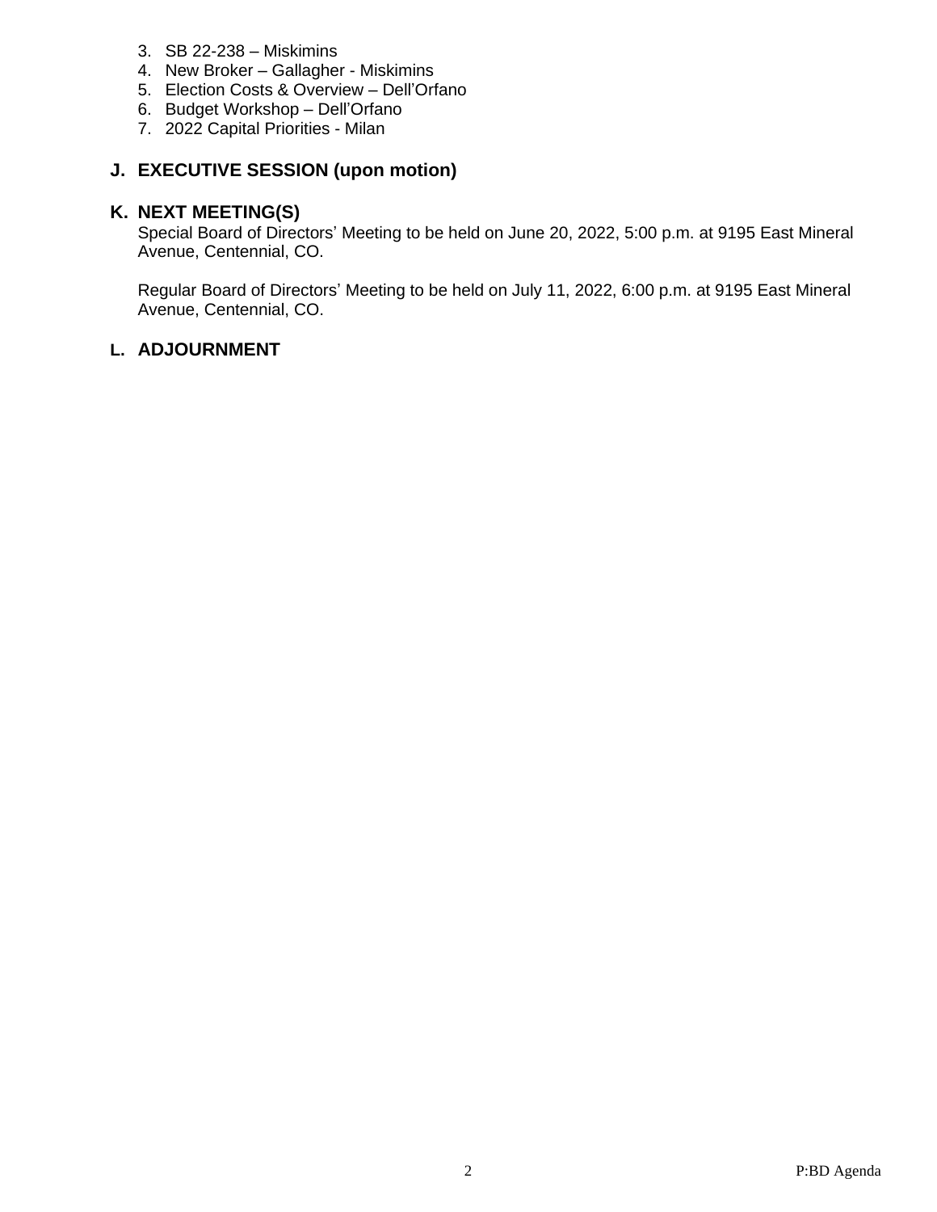3. SB 22-238 – Miskimins
4. New Broker – Gallagher - Miskimins
5. Election Costs & Overview – Dell'Orfano
6. Budget Workshop – Dell'Orfano
7. 2022 Capital Priorities - Milan

## J. EXECUTIVE SESSION (upon motion)

## K. NEXT MEETING(S)

Special Board of Directors' Meeting to be held on June 20, 2022, 5:00 p.m. at 9195 East Mineral Avenue, Centennial, CO.

Regular Board of Directors' Meeting to be held on July 11, 2022, 6:00 p.m. at 9195 East Mineral Avenue, Centennial, CO.

## L. ADJOURNMENT